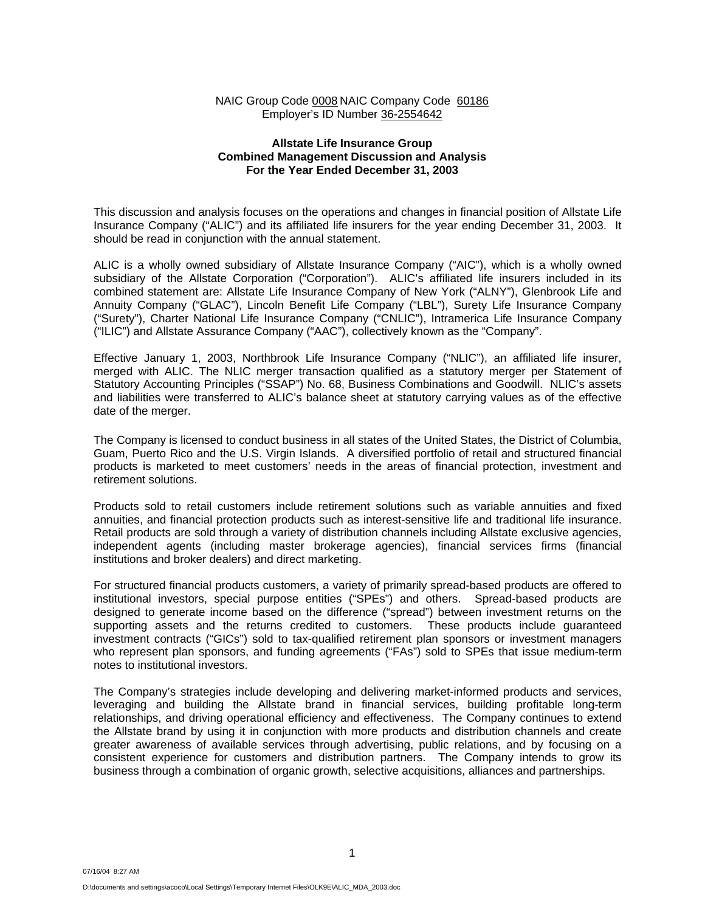NAIC Group Code 0008 NAIC Company Code 60186
Employer's ID Number 36-2554642

**Allstate Life Insurance Group**
**Combined Management Discussion and Analysis**
**For the Year Ended December 31, 2003**

This discussion and analysis focuses on the operations and changes in financial position of Allstate Life Insurance Company ("ALIC") and its affiliated life insurers for the year ending December 31, 2003. It should be read in conjunction with the annual statement.

ALIC is a wholly owned subsidiary of Allstate Insurance Company ("AIC"), which is a wholly owned subsidiary of the Allstate Corporation ("Corporation"). ALIC's affiliated life insurers included in its combined statement are: Allstate Life Insurance Company of New York ("ALNY"), Glenbrook Life and Annuity Company ("GLAC"), Lincoln Benefit Life Company ("LBL"), Surety Life Insurance Company ("Surety"), Charter National Life Insurance Company ("CNLIC"), Intramerica Life Insurance Company ("ILIC") and Allstate Assurance Company ("AAC"), collectively known as the "Company".

Effective January 1, 2003, Northbrook Life Insurance Company ("NLIC"), an affiliated life insurer, merged with ALIC. The NLIC merger transaction qualified as a statutory merger per Statement of Statutory Accounting Principles ("SSAP") No. 68, Business Combinations and Goodwill. NLIC's assets and liabilities were transferred to ALIC's balance sheet at statutory carrying values as of the effective date of the merger.

The Company is licensed to conduct business in all states of the United States, the District of Columbia, Guam, Puerto Rico and the U.S. Virgin Islands. A diversified portfolio of retail and structured financial products is marketed to meet customers' needs in the areas of financial protection, investment and retirement solutions.

Products sold to retail customers include retirement solutions such as variable annuities and fixed annuities, and financial protection products such as interest-sensitive life and traditional life insurance. Retail products are sold through a variety of distribution channels including Allstate exclusive agencies, independent agents (including master brokerage agencies), financial services firms (financial institutions and broker dealers) and direct marketing.

For structured financial products customers, a variety of primarily spread-based products are offered to institutional investors, special purpose entities ("SPEs") and others. Spread-based products are designed to generate income based on the difference ("spread") between investment returns on the supporting assets and the returns credited to customers. These products include guaranteed investment contracts ("GICs") sold to tax-qualified retirement plan sponsors or investment managers who represent plan sponsors, and funding agreements ("FAs") sold to SPEs that issue medium-term notes to institutional investors.

The Company's strategies include developing and delivering market-informed products and services, leveraging and building the Allstate brand in financial services, building profitable long-term relationships, and driving operational efficiency and effectiveness. The Company continues to extend the Allstate brand by using it in conjunction with more products and distribution channels and create greater awareness of available services through advertising, public relations, and by focusing on a consistent experience for customers and distribution partners. The Company intends to grow its business through a combination of organic growth, selective acquisitions, alliances and partnerships.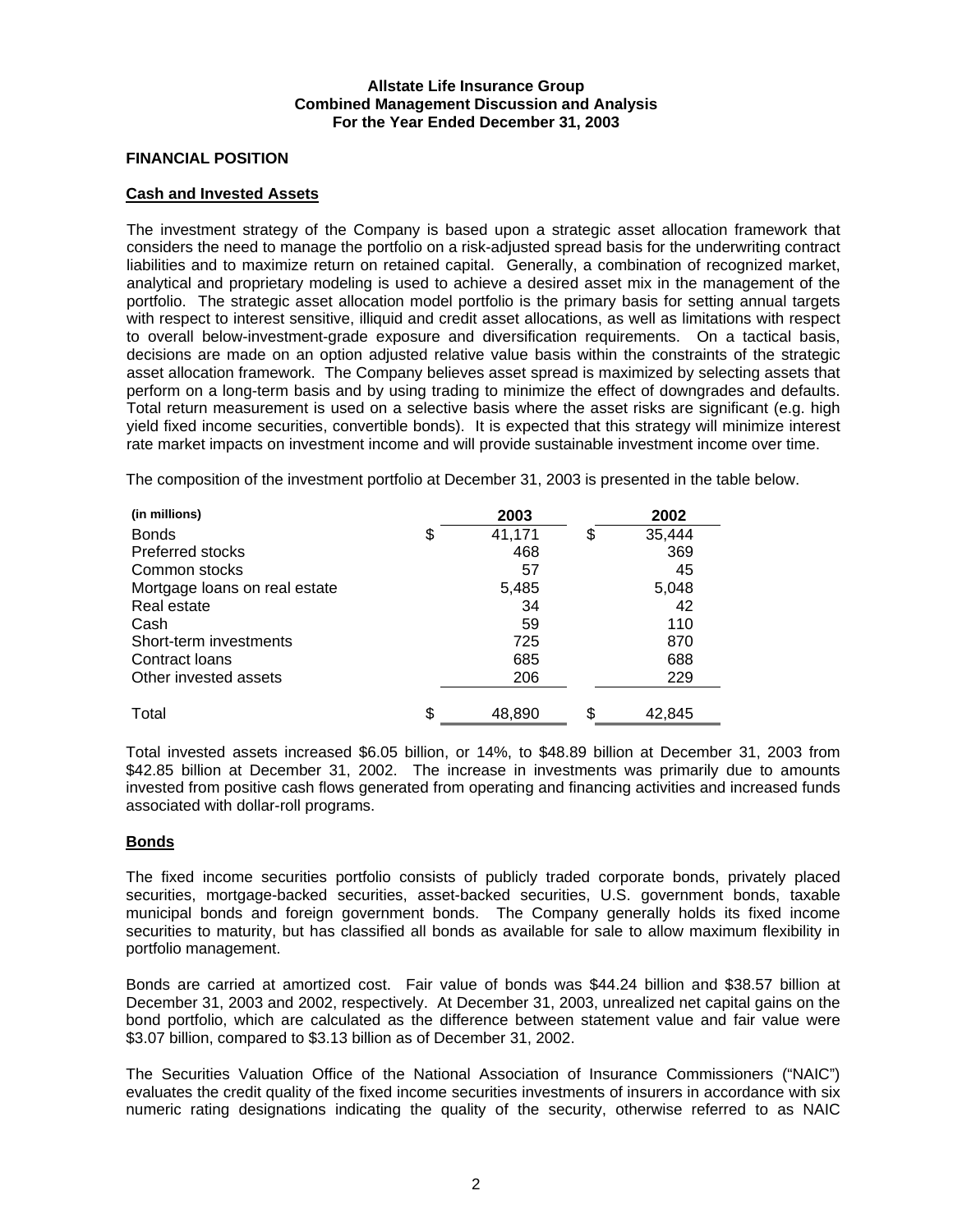**Allstate Life Insurance Group**
**Combined Management Discussion and Analysis**
**For the Year Ended December 31, 2003**

## FINANCIAL POSITION

### Cash and Invested Assets

The investment strategy of the Company is based upon a strategic asset allocation framework that considers the need to manage the portfolio on a risk-adjusted spread basis for the underwriting contract liabilities and to maximize return on retained capital. Generally, a combination of recognized market, analytical and proprietary modeling is used to achieve a desired asset mix in the management of the portfolio. The strategic asset allocation model portfolio is the primary basis for setting annual targets with respect to interest sensitive, illiquid and credit asset allocations, as well as limitations with respect to overall below-investment-grade exposure and diversification requirements. On a tactical basis, decisions are made on an option adjusted relative value basis within the constraints of the strategic asset allocation framework. The Company believes asset spread is maximized by selecting assets that perform on a long-term basis and by using trading to minimize the effect of downgrades and defaults. Total return measurement is used on a selective basis where the asset risks are significant (e.g. high yield fixed income securities, convertible bonds). It is expected that this strategy will minimize interest rate market impacts on investment income and will provide sustainable investment income over time.

The composition of the investment portfolio at December 31, 2003 is presented in the table below.

| (in millions) | 2003 | 2002 |
|---|---|---|
| Bonds | $ 41,171 | $ 35,444 |
| Preferred stocks | 468 | 369 |
| Common stocks | 57 | 45 |
| Mortgage loans on real estate | 5,485 | 5,048 |
| Real estate | 34 | 42 |
| Cash | 59 | 110 |
| Short-term investments | 725 | 870 |
| Contract loans | 685 | 688 |
| Other invested assets | 206 | 229 |
| Total | $ 48,890 | $ 42,845 |

Total invested assets increased $6.05 billion, or 14%, to $48.89 billion at December 31, 2003 from $42.85 billion at December 31, 2002. The increase in investments was primarily due to amounts invested from positive cash flows generated from operating and financing activities and increased funds associated with dollar-roll programs.

### Bonds

The fixed income securities portfolio consists of publicly traded corporate bonds, privately placed securities, mortgage-backed securities, asset-backed securities, U.S. government bonds, taxable municipal bonds and foreign government bonds. The Company generally holds its fixed income securities to maturity, but has classified all bonds as available for sale to allow maximum flexibility in portfolio management.

Bonds are carried at amortized cost. Fair value of bonds was $44.24 billion and $38.57 billion at December 31, 2003 and 2002, respectively. At December 31, 2003, unrealized net capital gains on the bond portfolio, which are calculated as the difference between statement value and fair value were $3.07 billion, compared to $3.13 billion as of December 31, 2002.

The Securities Valuation Office of the National Association of Insurance Commissioners ("NAIC") evaluates the credit quality of the fixed income securities investments of insurers in accordance with six numeric rating designations indicating the quality of the security, otherwise referred to as NAIC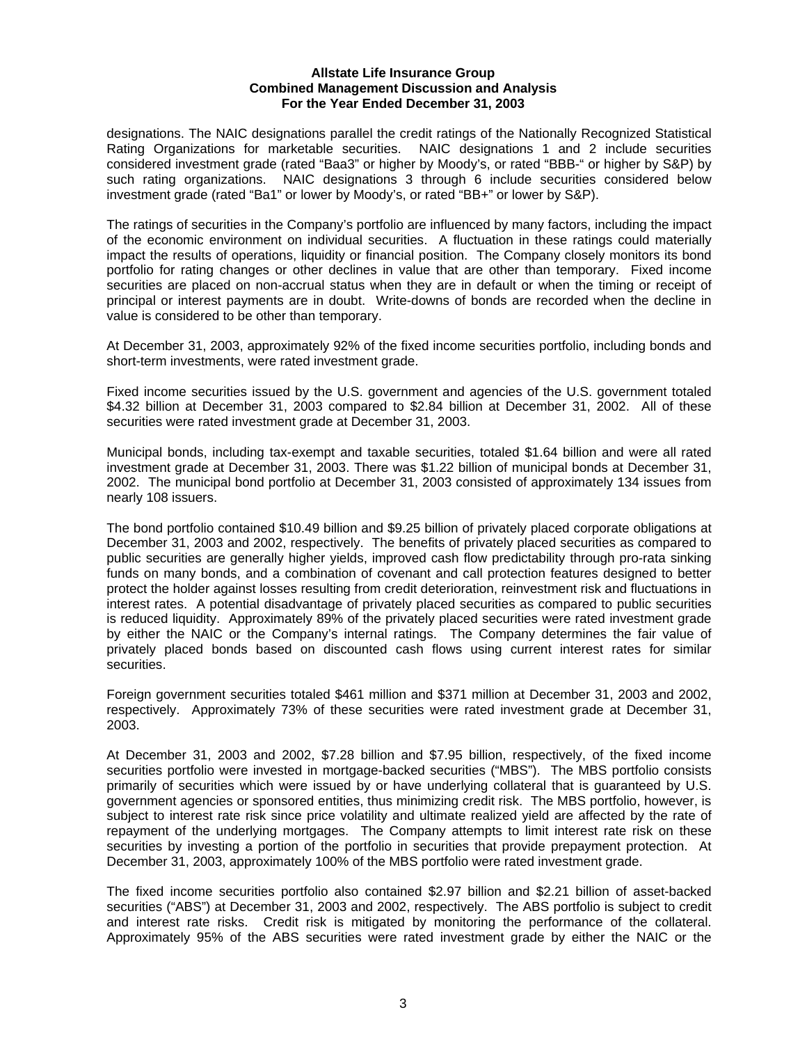designations. The NAIC designations parallel the credit ratings of the Nationally Recognized Statistical Rating Organizations for marketable securities. NAIC designations 1 and 2 include securities considered investment grade (rated "Baa3" or higher by Moody's, or rated "BBB-" or higher by S&P) by such rating organizations. NAIC designations 3 through 6 include securities considered below investment grade (rated "Ba1" or lower by Moody's, or rated "BB+" or lower by S&P).

The ratings of securities in the Company's portfolio are influenced by many factors, including the impact of the economic environment on individual securities. A fluctuation in these ratings could materially impact the results of operations, liquidity or financial position. The Company closely monitors its bond portfolio for rating changes or other declines in value that are other than temporary. Fixed income securities are placed on non-accrual status when they are in default or when the timing or receipt of principal or interest payments are in doubt. Write-downs of bonds are recorded when the decline in value is considered to be other than temporary.

At December 31, 2003, approximately 92% of the fixed income securities portfolio, including bonds and short-term investments, were rated investment grade.

Fixed income securities issued by the U.S. government and agencies of the U.S. government totaled $4.32 billion at December 31, 2003 compared to $2.84 billion at December 31, 2002. All of these securities were rated investment grade at December 31, 2003.

Municipal bonds, including tax-exempt and taxable securities, totaled $1.64 billion and were all rated investment grade at December 31, 2003. There was $1.22 billion of municipal bonds at December 31, 2002. The municipal bond portfolio at December 31, 2003 consisted of approximately 134 issues from nearly 108 issuers.

The bond portfolio contained $10.49 billion and $9.25 billion of privately placed corporate obligations at December 31, 2003 and 2002, respectively. The benefits of privately placed securities as compared to public securities are generally higher yields, improved cash flow predictability through pro-rata sinking funds on many bonds, and a combination of covenant and call protection features designed to better protect the holder against losses resulting from credit deterioration, reinvestment risk and fluctuations in interest rates. A potential disadvantage of privately placed securities as compared to public securities is reduced liquidity. Approximately 89% of the privately placed securities were rated investment grade by either the NAIC or the Company's internal ratings. The Company determines the fair value of privately placed bonds based on discounted cash flows using current interest rates for similar securities.

Foreign government securities totaled $461 million and $371 million at December 31, 2003 and 2002, respectively. Approximately 73% of these securities were rated investment grade at December 31, 2003.

At December 31, 2003 and 2002, $7.28 billion and $7.95 billion, respectively, of the fixed income securities portfolio were invested in mortgage-backed securities ("MBS"). The MBS portfolio consists primarily of securities which were issued by or have underlying collateral that is guaranteed by U.S. government agencies or sponsored entities, thus minimizing credit risk. The MBS portfolio, however, is subject to interest rate risk since price volatility and ultimate realized yield are affected by the rate of repayment of the underlying mortgages. The Company attempts to limit interest rate risk on these securities by investing a portion of the portfolio in securities that provide prepayment protection. At December 31, 2003, approximately 100% of the MBS portfolio were rated investment grade.

The fixed income securities portfolio also contained $2.97 billion and $2.21 billion of asset-backed securities ("ABS") at December 31, 2003 and 2002, respectively. The ABS portfolio is subject to credit and interest rate risks. Credit risk is mitigated by monitoring the performance of the collateral. Approximately 95% of the ABS securities were rated investment grade by either the NAIC or the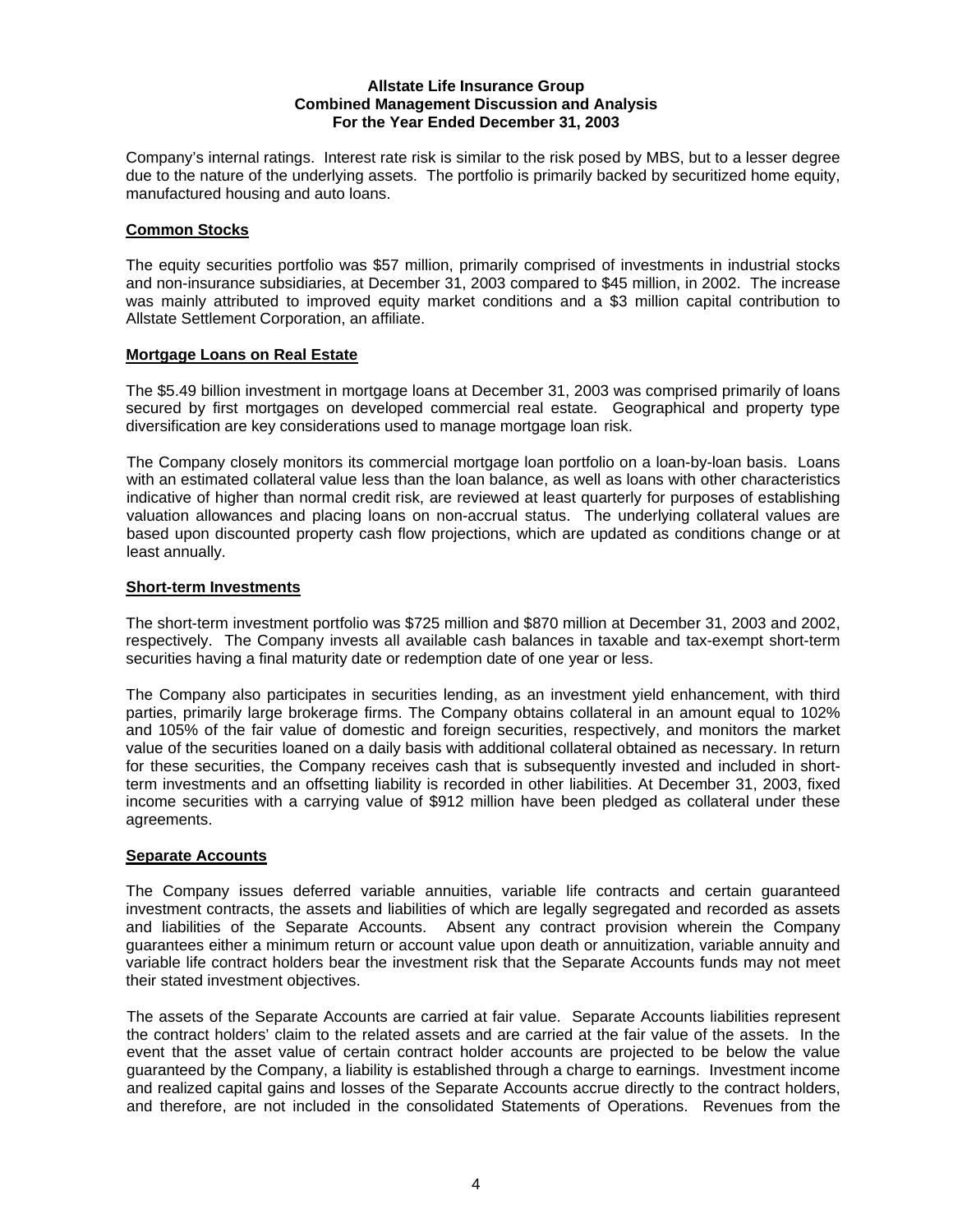Company's internal ratings. Interest rate risk is similar to the risk posed by MBS, but to a lesser degree due to the nature of the underlying assets. The portfolio is primarily backed by securitized home equity, manufactured housing and auto loans.

### Common Stocks

The equity securities portfolio was $57 million, primarily comprised of investments in industrial stocks and non-insurance subsidiaries, at December 31, 2003 compared to $45 million, in 2002. The increase was mainly attributed to improved equity market conditions and a $3 million capital contribution to Allstate Settlement Corporation, an affiliate.

### Mortgage Loans on Real Estate

The $5.49 billion investment in mortgage loans at December 31, 2003 was comprised primarily of loans secured by first mortgages on developed commercial real estate. Geographical and property type diversification are key considerations used to manage mortgage loan risk.

The Company closely monitors its commercial mortgage loan portfolio on a loan-by-loan basis. Loans with an estimated collateral value less than the loan balance, as well as loans with other characteristics indicative of higher than normal credit risk, are reviewed at least quarterly for purposes of establishing valuation allowances and placing loans on non-accrual status. The underlying collateral values are based upon discounted property cash flow projections, which are updated as conditions change or at least annually.

### Short-term Investments

The short-term investment portfolio was $725 million and $870 million at December 31, 2003 and 2002, respectively. The Company invests all available cash balances in taxable and tax-exempt short-term securities having a final maturity date or redemption date of one year or less.

The Company also participates in securities lending, as an investment yield enhancement, with third parties, primarily large brokerage firms. The Company obtains collateral in an amount equal to 102% and 105% of the fair value of domestic and foreign securities, respectively, and monitors the market value of the securities loaned on a daily basis with additional collateral obtained as necessary. In return for these securities, the Company receives cash that is subsequently invested and included in short-term investments and an offsetting liability is recorded in other liabilities. At December 31, 2003, fixed income securities with a carrying value of $912 million have been pledged as collateral under these agreements.

### Separate Accounts

The Company issues deferred variable annuities, variable life contracts and certain guaranteed investment contracts, the assets and liabilities of which are legally segregated and recorded as assets and liabilities of the Separate Accounts. Absent any contract provision wherein the Company guarantees either a minimum return or account value upon death or annuitization, variable annuity and variable life contract holders bear the investment risk that the Separate Accounts funds may not meet their stated investment objectives.

The assets of the Separate Accounts are carried at fair value. Separate Accounts liabilities represent the contract holders' claim to the related assets and are carried at the fair value of the assets. In the event that the asset value of certain contract holder accounts are projected to be below the value guaranteed by the Company, a liability is established through a charge to earnings. Investment income and realized capital gains and losses of the Separate Accounts accrue directly to the contract holders, and therefore, are not included in the consolidated Statements of Operations. Revenues from the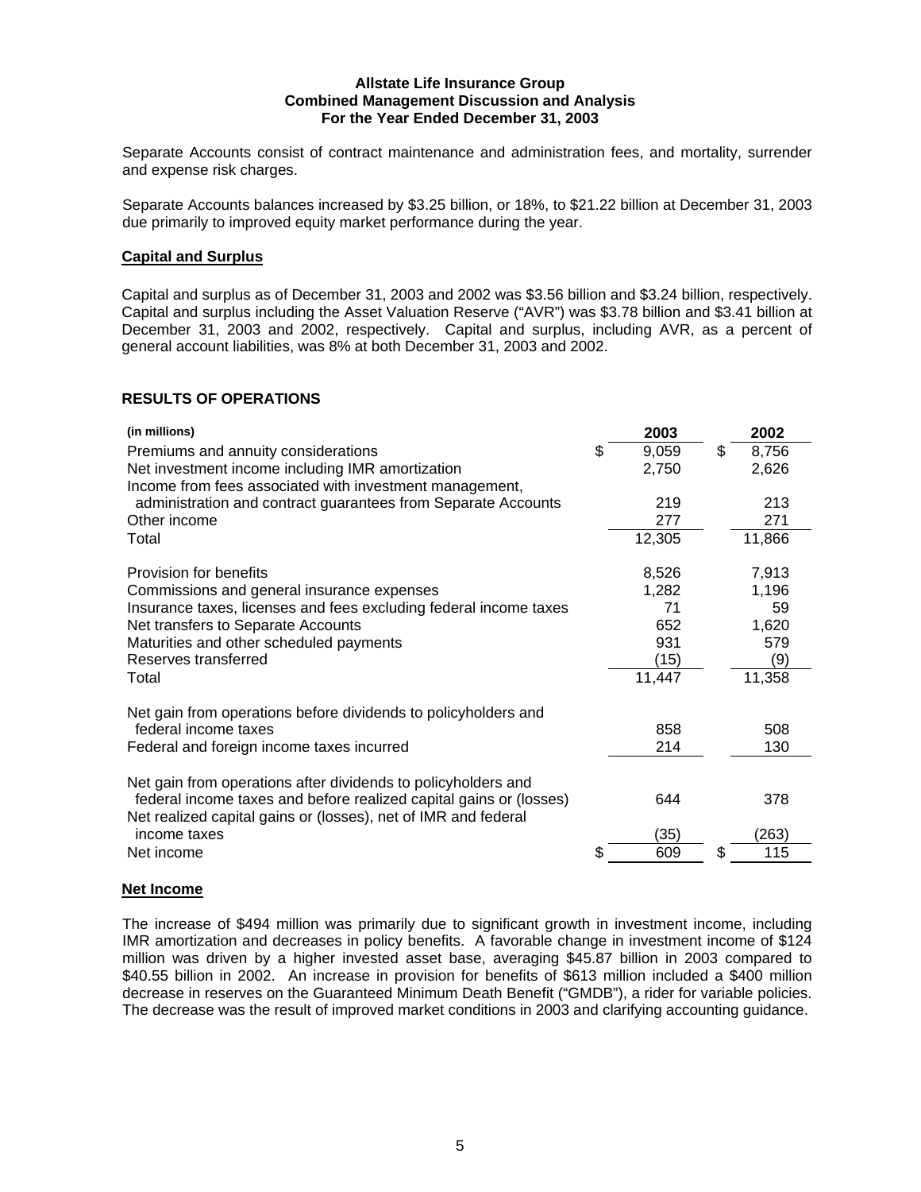Separate Accounts consist of contract maintenance and administration fees, and mortality, surrender and expense risk charges.

Separate Accounts balances increased by $3.25 billion, or 18%, to $21.22 billion at December 31, 2003 due primarily to improved equity market performance during the year.

## Capital and Surplus

Capital and surplus as of December 31, 2003 and 2002 was $3.56 billion and $3.24 billion, respectively. Capital and surplus including the Asset Valuation Reserve ("AVR") was $3.78 billion and $3.41 billion at December 31, 2003 and 2002, respectively. Capital and surplus, including AVR, as a percent of general account liabilities, was 8% at both December 31, 2003 and 2002.

## RESULTS OF OPERATIONS

| (in millions) | 2003 | 2002 |
|---|---|---|
| Premiums and annuity considerations | $ 9,059 | $ 8,756 |
| Net investment income including IMR amortization | 2,750 | 2,626 |
| Income from fees associated with investment management, administration and contract guarantees from Separate Accounts | 219 | 213 |
| Other income | 277 | 271 |
| Total | 12,305 | 11,866 |
| Provision for benefits | 8,526 | 7,913 |
| Commissions and general insurance expenses | 1,282 | 1,196 |
| Insurance taxes, licenses and fees excluding federal income taxes | 71 | 59 |
| Net transfers to Separate Accounts | 652 | 1,620 |
| Maturities and other scheduled payments | 931 | 579 |
| Reserves transferred | (15) | (9) |
| Total | 11,447 | 11,358 |
| Net gain from operations before dividends to policyholders and federal income taxes | 858 | 508 |
| Federal and foreign income taxes incurred | 214 | 130 |
| Net gain from operations after dividends to policyholders and federal income taxes and before realized capital gains or (losses) | 644 | 378 |
| Net realized capital gains or (losses), net of IMR and federal income taxes | (35) | (263) |
| Net income | $ 609 | $ 115 |

## Net Income

The increase of $494 million was primarily due to significant growth in investment income, including IMR amortization and decreases in policy benefits. A favorable change in investment income of $124 million was driven by a higher invested asset base, averaging $45.87 billion in 2003 compared to $40.55 billion in 2002. An increase in provision for benefits of $613 million included a $400 million decrease in reserves on the Guaranteed Minimum Death Benefit ("GMDB"), a rider for variable policies. The decrease was the result of improved market conditions in 2003 and clarifying accounting guidance.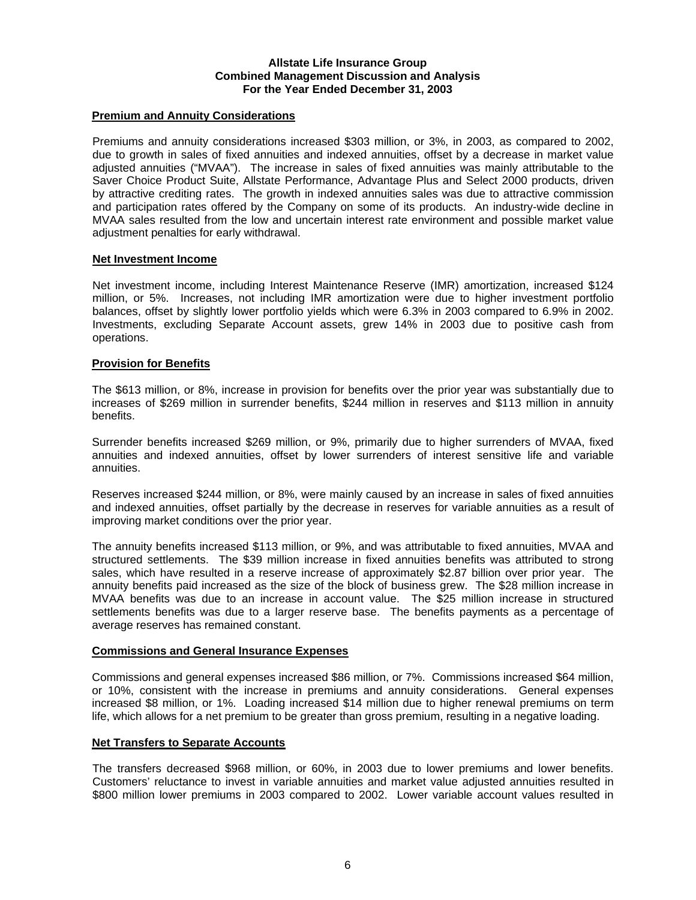**Allstate Life Insurance Group**
**Combined Management Discussion and Analysis**
**For the Year Ended December 31, 2003**

## Premium and Annuity Considerations

Premiums and annuity considerations increased $303 million, or 3%, in 2003, as compared to 2002, due to growth in sales of fixed annuities and indexed annuities, offset by a decrease in market value adjusted annuities ("MVAA"). The increase in sales of fixed annuities was mainly attributable to the Saver Choice Product Suite, Allstate Performance, Advantage Plus and Select 2000 products, driven by attractive crediting rates. The growth in indexed annuities sales was due to attractive commission and participation rates offered by the Company on some of its products. An industry-wide decline in MVAA sales resulted from the low and uncertain interest rate environment and possible market value adjustment penalties for early withdrawal.

## Net Investment Income

Net investment income, including Interest Maintenance Reserve (IMR) amortization, increased $124 million, or 5%. Increases, not including IMR amortization were due to higher investment portfolio balances, offset by slightly lower portfolio yields which were 6.3% in 2003 compared to 6.9% in 2002. Investments, excluding Separate Account assets, grew 14% in 2003 due to positive cash from operations.

## Provision for Benefits

The $613 million, or 8%, increase in provision for benefits over the prior year was substantially due to increases of $269 million in surrender benefits, $244 million in reserves and $113 million in annuity benefits.

Surrender benefits increased $269 million, or 9%, primarily due to higher surrenders of MVAA, fixed annuities and indexed annuities, offset by lower surrenders of interest sensitive life and variable annuities.

Reserves increased $244 million, or 8%, were mainly caused by an increase in sales of fixed annuities and indexed annuities, offset partially by the decrease in reserves for variable annuities as a result of improving market conditions over the prior year.

The annuity benefits increased $113 million, or 9%, and was attributable to fixed annuities, MVAA and structured settlements. The $39 million increase in fixed annuities benefits was attributed to strong sales, which have resulted in a reserve increase of approximately $2.87 billion over prior year. The annuity benefits paid increased as the size of the block of business grew. The $28 million increase in MVAA benefits was due to an increase in account value. The $25 million increase in structured settlements benefits was due to a larger reserve base. The benefits payments as a percentage of average reserves has remained constant.

## Commissions and General Insurance Expenses

Commissions and general expenses increased $86 million, or 7%. Commissions increased $64 million, or 10%, consistent with the increase in premiums and annuity considerations. General expenses increased $8 million, or 1%. Loading increased $14 million due to higher renewal premiums on term life, which allows for a net premium to be greater than gross premium, resulting in a negative loading.

## Net Transfers to Separate Accounts

The transfers decreased $968 million, or 60%, in 2003 due to lower premiums and lower benefits. Customers' reluctance to invest in variable annuities and market value adjusted annuities resulted in $800 million lower premiums in 2003 compared to 2002. Lower variable account values resulted in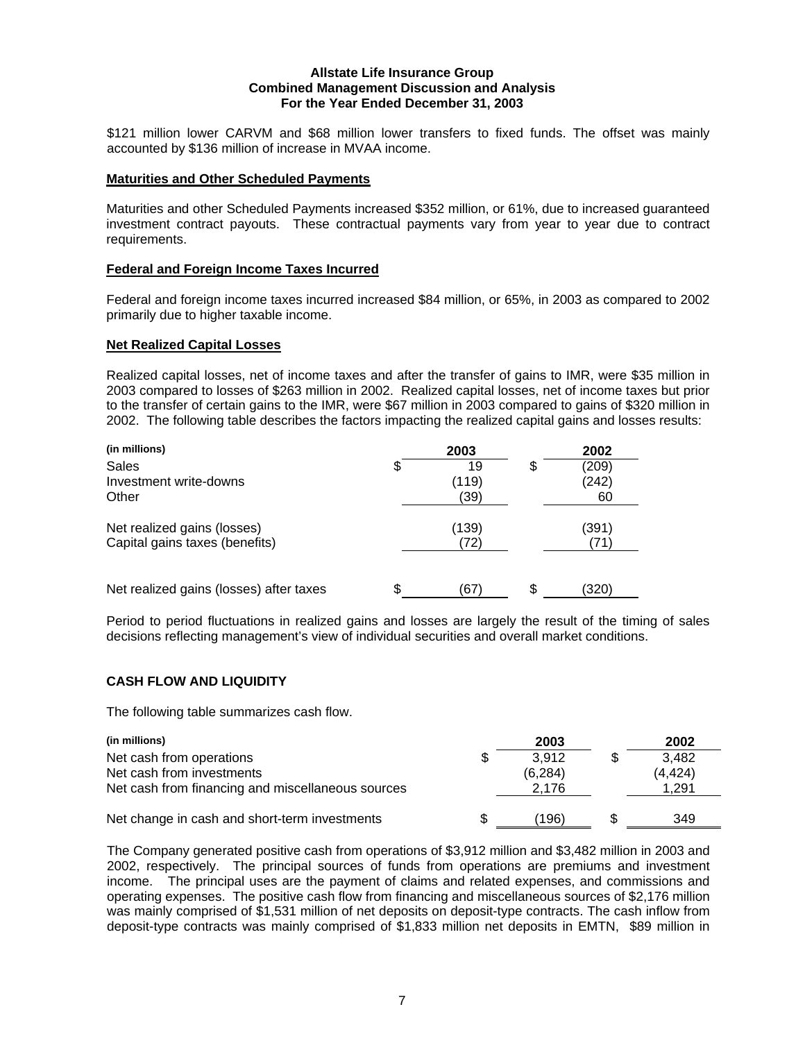$121 million lower CARVM and $68 million lower transfers to fixed funds. The offset was mainly accounted by $136 million of increase in MVAA income.

**Maturities and Other Scheduled Payments**

Maturities and other Scheduled Payments increased $352 million, or 61%, due to increased guaranteed investment contract payouts. These contractual payments vary from year to year due to contract requirements.

**Federal and Foreign Income Taxes Incurred**

Federal and foreign income taxes incurred increased $84 million, or 65%, in 2003 as compared to 2002 primarily due to higher taxable income.

**Net Realized Capital Losses**

Realized capital losses, net of income taxes and after the transfer of gains to IMR, were $35 million in 2003 compared to losses of $263 million in 2002. Realized capital losses, net of income taxes but prior to the transfer of certain gains to the IMR, were $67 million in 2003 compared to gains of $320 million in 2002. The following table describes the factors impacting the realized capital gains and losses results:

| (in millions) | 2003 | 2002 |
|---|---|---|
| Sales | $ 19 | $ (209) |
| Investment write-downs | (119) | (242) |
| Other | (39) | 60 |
| Net realized gains (losses) | (139) | (391) |
| Capital gains taxes (benefits) | (72) | (71) |
| Net realized gains (losses) after taxes | $ (67) | $ (320) |

Period to period fluctuations in realized gains and losses are largely the result of the timing of sales decisions reflecting management's view of individual securities and overall market conditions.

## CASH FLOW AND LIQUIDITY

The following table summarizes cash flow.

| (in millions) | 2003 | 2002 |
|---|---|---|
| Net cash from operations | $ 3,912 | $ 3,482 |
| Net cash from investments | (6,284) | (4,424) |
| Net cash from financing and miscellaneous sources | 2,176 | 1,291 |
| Net change in cash and short-term investments | $ (196) | $ 349 |

The Company generated positive cash from operations of $3,912 million and $3,482 million in 2003 and 2002, respectively. The principal sources of funds from operations are premiums and investment income. The principal uses are the payment of claims and related expenses, and commissions and operating expenses. The positive cash flow from financing and miscellaneous sources of $2,176 million was mainly comprised of $1,531 million of net deposits on deposit-type contracts. The cash inflow from deposit-type contracts was mainly comprised of $1,833 million net deposits in EMTN, $89 million in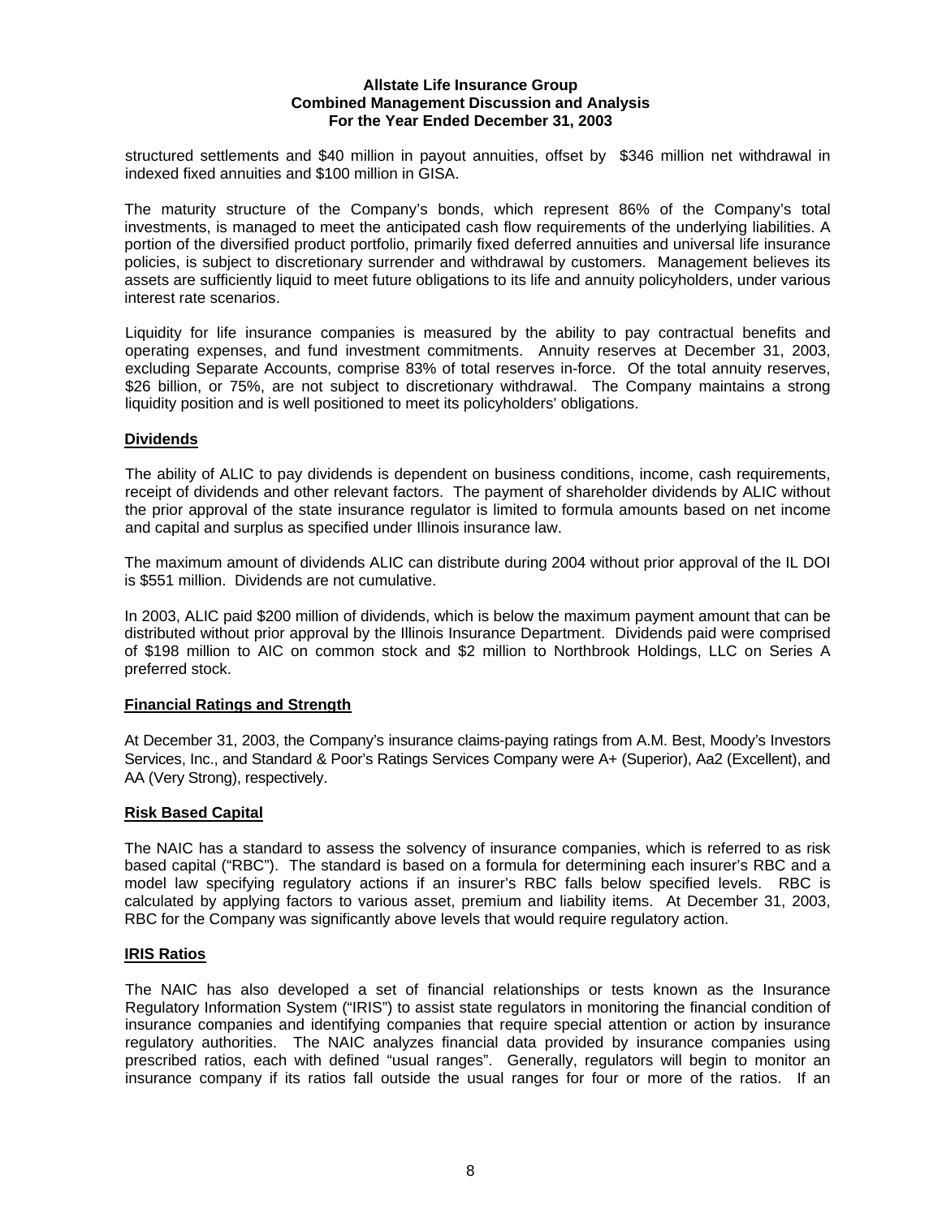structured settlements and $40 million in payout annuities, offset by $346 million net withdrawal in indexed fixed annuities and $100 million in GISA.

The maturity structure of the Company's bonds, which represent 86% of the Company's total investments, is managed to meet the anticipated cash flow requirements of the underlying liabilities. A portion of the diversified product portfolio, primarily fixed deferred annuities and universal life insurance policies, is subject to discretionary surrender and withdrawal by customers. Management believes its assets are sufficiently liquid to meet future obligations to its life and annuity policyholders, under various interest rate scenarios.

Liquidity for life insurance companies is measured by the ability to pay contractual benefits and operating expenses, and fund investment commitments. Annuity reserves at December 31, 2003, excluding Separate Accounts, comprise 83% of total reserves in-force. Of the total annuity reserves, $26 billion, or 75%, are not subject to discretionary withdrawal. The Company maintains a strong liquidity position and is well positioned to meet its policyholders' obligations.

## Dividends

The ability of ALIC to pay dividends is dependent on business conditions, income, cash requirements, receipt of dividends and other relevant factors. The payment of shareholder dividends by ALIC without the prior approval of the state insurance regulator is limited to formula amounts based on net income and capital and surplus as specified under Illinois insurance law.

The maximum amount of dividends ALIC can distribute during 2004 without prior approval of the IL DOI is $551 million. Dividends are not cumulative.

In 2003, ALIC paid $200 million of dividends, which is below the maximum payment amount that can be distributed without prior approval by the Illinois Insurance Department. Dividends paid were comprised of $198 million to AIC on common stock and $2 million to Northbrook Holdings, LLC on Series A preferred stock.

## Financial Ratings and Strength

At December 31, 2003, the Company's insurance claims-paying ratings from A.M. Best, Moody's Investors Services, Inc., and Standard & Poor's Ratings Services Company were A+ (Superior), Aa2 (Excellent), and AA (Very Strong), respectively.

## Risk Based Capital

The NAIC has a standard to assess the solvency of insurance companies, which is referred to as risk based capital ("RBC"). The standard is based on a formula for determining each insurer's RBC and a model law specifying regulatory actions if an insurer's RBC falls below specified levels. RBC is calculated by applying factors to various asset, premium and liability items. At December 31, 2003, RBC for the Company was significantly above levels that would require regulatory action.

## IRIS Ratios

The NAIC has also developed a set of financial relationships or tests known as the Insurance Regulatory Information System ("IRIS") to assist state regulators in monitoring the financial condition of insurance companies and identifying companies that require special attention or action by insurance regulatory authorities. The NAIC analyzes financial data provided by insurance companies using prescribed ratios, each with defined "usual ranges". Generally, regulators will begin to monitor an insurance company if its ratios fall outside the usual ranges for four or more of the ratios. If an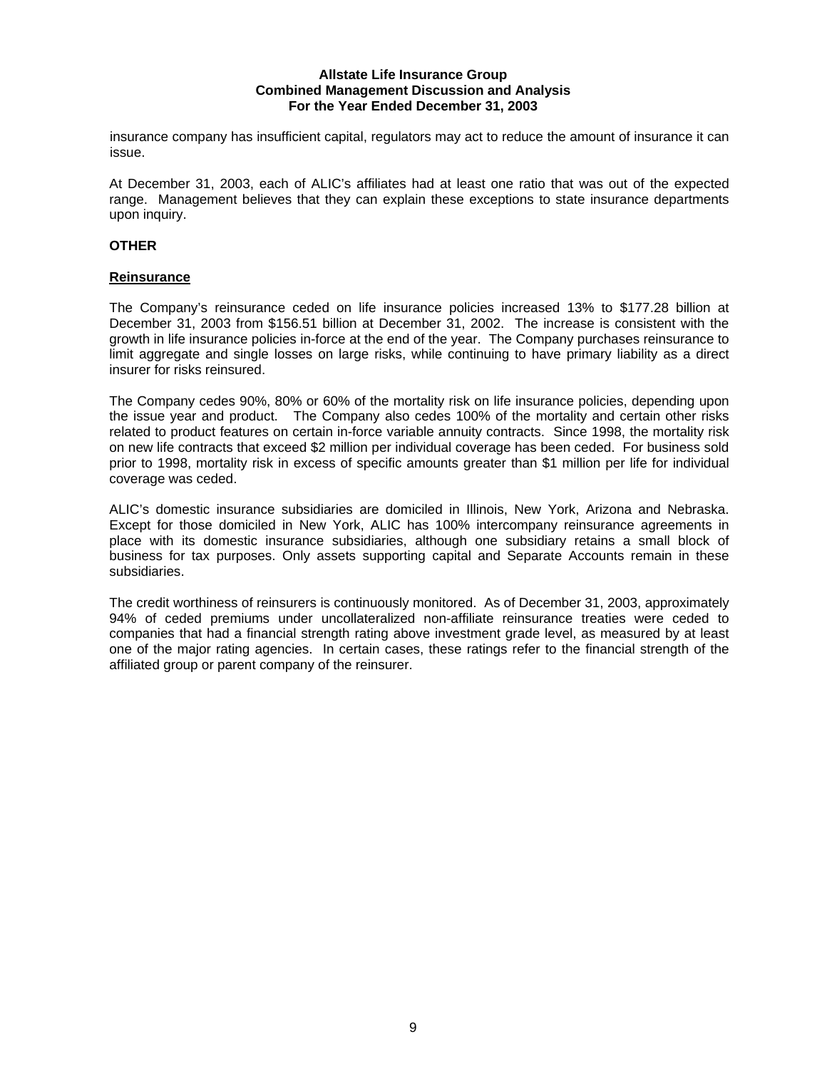insurance company has insufficient capital, regulators may act to reduce the amount of insurance it can issue.

At December 31, 2003, each of ALIC's affiliates had at least one ratio that was out of the expected range. Management believes that they can explain these exceptions to state insurance departments upon inquiry.

## OTHER

### Reinsurance

The Company's reinsurance ceded on life insurance policies increased 13% to $177.28 billion at December 31, 2003 from $156.51 billion at December 31, 2002. The increase is consistent with the growth in life insurance policies in-force at the end of the year. The Company purchases reinsurance to limit aggregate and single losses on large risks, while continuing to have primary liability as a direct insurer for risks reinsured.

The Company cedes 90%, 80% or 60% of the mortality risk on life insurance policies, depending upon the issue year and product. The Company also cedes 100% of the mortality and certain other risks related to product features on certain in-force variable annuity contracts. Since 1998, the mortality risk on new life contracts that exceed $2 million per individual coverage has been ceded. For business sold prior to 1998, mortality risk in excess of specific amounts greater than $1 million per life for individual coverage was ceded.

ALIC's domestic insurance subsidiaries are domiciled in Illinois, New York, Arizona and Nebraska. Except for those domiciled in New York, ALIC has 100% intercompany reinsurance agreements in place with its domestic insurance subsidiaries, although one subsidiary retains a small block of business for tax purposes. Only assets supporting capital and Separate Accounts remain in these subsidiaries.

The credit worthiness of reinsurers is continuously monitored. As of December 31, 2003, approximately 94% of ceded premiums under uncollateralized non-affiliate reinsurance treaties were ceded to companies that had a financial strength rating above investment grade level, as measured by at least one of the major rating agencies. In certain cases, these ratings refer to the financial strength of the affiliated group or parent company of the reinsurer.